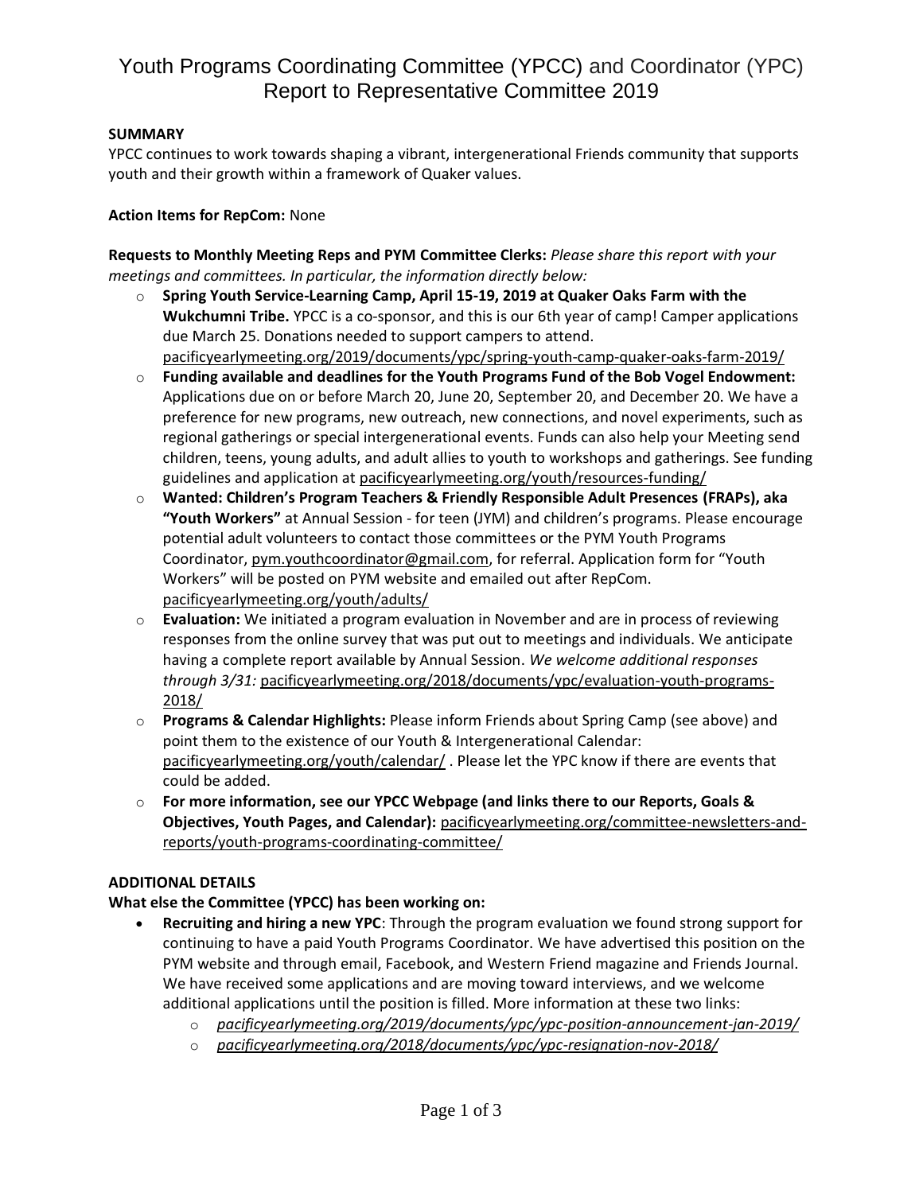# Youth Programs Coordinating Committee (YPCC) and Coordinator (YPC) Report to Representative Committee 2019

**SUMMARY**

YPCC continues to work towards shaping a vibrant, intergenerational Friends community that supports youth and their growth within a framework of Quaker values.

**Action Items for RepCom:** None

**Requests to Monthly Meeting Reps and PYM Committee Clerks:** *Please share this report with your meetings and committees. In particular, the information directly below:*

- **Spring Youth Service-Learning Camp, April 15-19, 2019 at Quaker Oaks Farm with the Wukchumni Tribe.** YPCC is a co-sponsor, and this is our 6th year of camp! Camper applications due March 25. Donations needed to support campers to attend. pacificyearlymeeting.org/2019/documents/ypc/spring-youth-camp-quaker-oaks-farm-2019/
- **Funding available and deadlines for the Youth Programs Fund of the Bob Vogel Endowment:** Applications due on or before March 20, June 20, September 20, and December 20. We have a preference for new programs, new outreach, new connections, and novel experiments, such as regional gatherings or special intergenerational events. Funds can also help your Meeting send children, teens, young adults, and adult allies to youth to workshops and gatherings. See funding guidelines and application at pacificyearlymeeting.org/youth/resources-funding/
- **Wanted: Children's Program Teachers & Friendly Responsible Adult Presences (FRAPs), aka "Youth Workers"** at Annual Session - for teen (JYM) and children's programs. Please encourage potential adult volunteers to contact those committees or the PYM Youth Programs Coordinator, pym.youthcoordinator@gmail.com, for referral. Application form for "Youth Workers" will be posted on PYM website and emailed out after RepCom. pacificyearlymeeting.org/youth/adults/
- **Evaluation:** We initiated a program evaluation in November and are in process of reviewing responses from the online survey that was put out to meetings and individuals. We anticipate having a complete report available by Annual Session. *We welcome additional responses through 3/31:* pacificyearlymeeting.org/2018/documents/ypc/evaluation-youth-programs-2018/
- **Programs & Calendar Highlights:** Please inform Friends about Spring Camp (see above) and point them to the existence of our Youth & Intergenerational Calendar: pacificyearlymeeting.org/youth/calendar/ . Please let the YPC know if there are events that could be added.
- **For more information, see our YPCC Webpage (and links there to our Reports, Goals & Objectives, Youth Pages, and Calendar):** pacificyearlymeeting.org/committee-newsletters-and-reports/youth-programs-coordinating-committee/

**ADDITIONAL DETAILS**

**What else the Committee (YPCC) has been working on:**

- **Recruiting and hiring a new YPC**: Through the program evaluation we found strong support for continuing to have a paid Youth Programs Coordinator. We have advertised this position on the PYM website and through email, Facebook, and Western Friend magazine and Friends Journal. We have received some applications and are moving toward interviews, and we welcome additional applications until the position is filled. More information at these two links:
  - *pacificyearlymeeting.org/2019/documents/ypc/ypc-position-announcement-jan-2019/*
  - *pacificyearlymeeting.org/2018/documents/ypc/ypc-resignation-nov-2018/*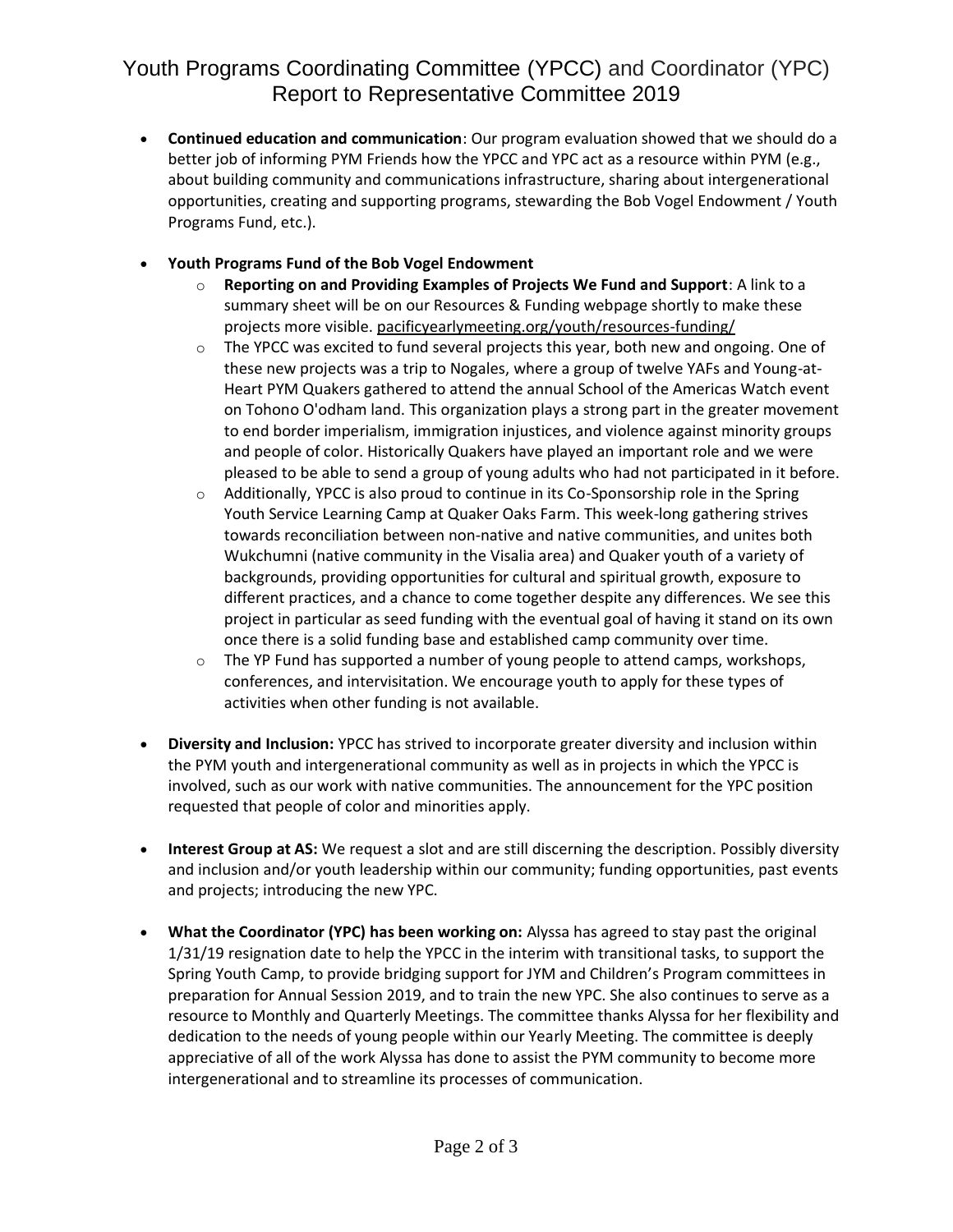- **Continued education and communication**: Our program evaluation showed that we should do a better job of informing PYM Friends how the YPCC and YPC act as a resource within PYM (e.g., about building community and communications infrastructure, sharing about intergenerational opportunities, creating and supporting programs, stewarding the Bob Vogel Endowment / Youth Programs Fund, etc.).

- **Youth Programs Fund of the Bob Vogel Endowment**
  - **Reporting on and Providing Examples of Projects We Fund and Support**: A link to a summary sheet will be on our Resources & Funding webpage shortly to make these projects more visible. pacificyearlymeeting.org/youth/resources-funding/
  - The YPCC was excited to fund several projects this year, both new and ongoing. One of these new projects was a trip to Nogales, where a group of twelve YAFs and Young-at-Heart PYM Quakers gathered to attend the annual School of the Americas Watch event on Tohono O'odham land. This organization plays a strong part in the greater movement to end border imperialism, immigration injustices, and violence against minority groups and people of color. Historically Quakers have played an important role and we were pleased to be able to send a group of young adults who had not participated in it before.
  - Additionally, YPCC is also proud to continue in its Co-Sponsorship role in the Spring Youth Service Learning Camp at Quaker Oaks Farm. This week-long gathering strives towards reconciliation between non-native and native communities, and unites both Wukchumni (native community in the Visalia area) and Quaker youth of a variety of backgrounds, providing opportunities for cultural and spiritual growth, exposure to different practices, and a chance to come together despite any differences. We see this project in particular as seed funding with the eventual goal of having it stand on its own once there is a solid funding base and established camp community over time.
  - The YP Fund has supported a number of young people to attend camps, workshops, conferences, and intervisitation. We encourage youth to apply for these types of activities when other funding is not available.

- **Diversity and Inclusion:** YPCC has strived to incorporate greater diversity and inclusion within the PYM youth and intergenerational community as well as in projects in which the YPCC is involved, such as our work with native communities. The announcement for the YPC position requested that people of color and minorities apply.

- **Interest Group at AS:** We request a slot and are still discerning the description. Possibly diversity and inclusion and/or youth leadership within our community; funding opportunities, past events and projects; introducing the new YPC.

- **What the Coordinator (YPC) has been working on:** Alyssa has agreed to stay past the original 1/31/19 resignation date to help the YPCC in the interim with transitional tasks, to support the Spring Youth Camp, to provide bridging support for JYM and Children's Program committees in preparation for Annual Session 2019, and to train the new YPC. She also continues to serve as a resource to Monthly and Quarterly Meetings. The committee thanks Alyssa for her flexibility and dedication to the needs of young people within our Yearly Meeting. The committee is deeply appreciative of all of the work Alyssa has done to assist the PYM community to become more intergenerational and to streamline its processes of communication.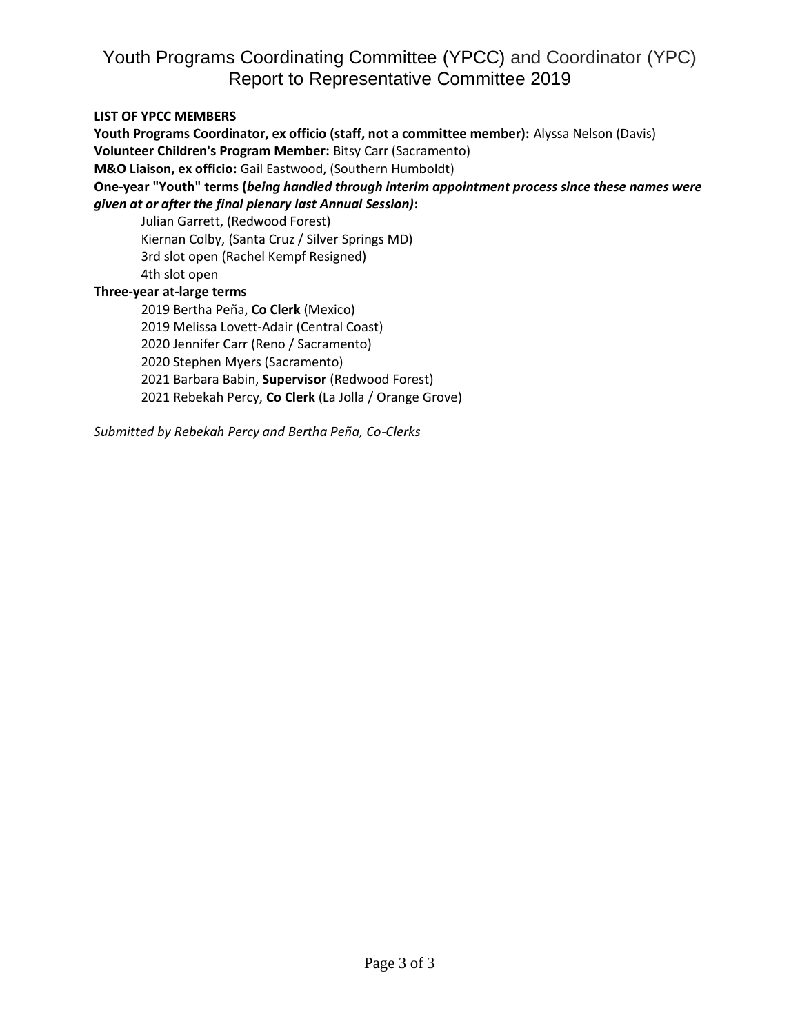# Youth Programs Coordinating Committee (YPCC) and Coordinator (YPC) Report to Representative Committee 2019

**LIST OF YPCC MEMBERS**

**Youth Programs Coordinator, ex officio (staff, not a committee member):** Alyssa Nelson (Davis)

**Volunteer Children's Program Member:** Bitsy Carr (Sacramento)

**M&O Liaison, ex officio:** Gail Eastwood, (Southern Humboldt)

**One-year "Youth" terms (*being handled through interim appointment process since these names were given at or after the final plenary last Annual Session)*:**

- Julian Garrett, (Redwood Forest)
- Kiernan Colby, (Santa Cruz / Silver Springs MD)
- 3rd slot open (Rachel Kempf Resigned)
- 4th slot open

**Three-year at-large terms**

- 2019 Bertha Peña, **Co Clerk** (Mexico)
- 2019 Melissa Lovett-Adair (Central Coast)
- 2020 Jennifer Carr (Reno / Sacramento)
- 2020 Stephen Myers (Sacramento)
- 2021 Barbara Babin, **Supervisor** (Redwood Forest)
- 2021 Rebekah Percy, **Co Clerk** (La Jolla / Orange Grove)

*Submitted by Rebekah Percy and Bertha Peña, Co-Clerks*